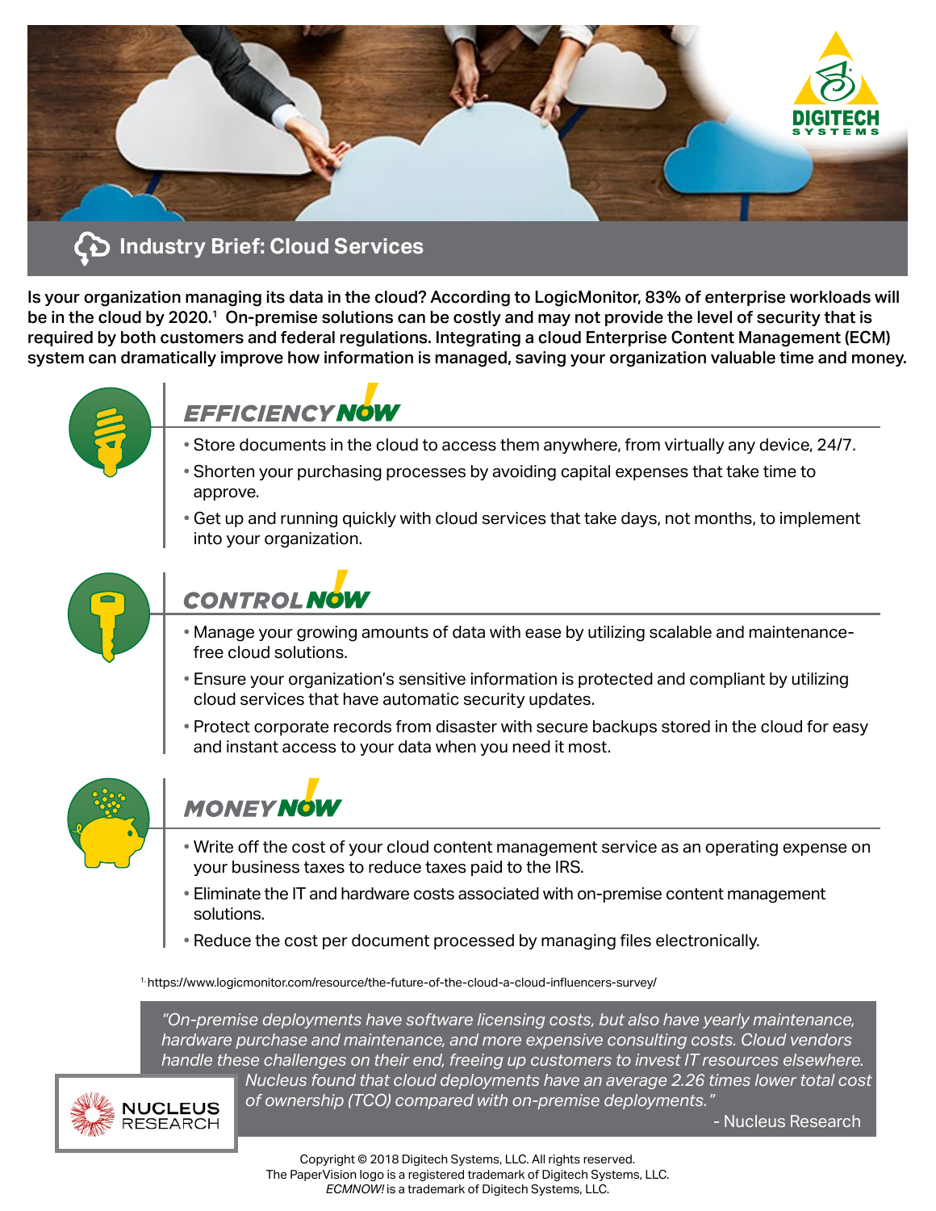DIGITECH SYSTEMS

# Industry Brief: Cloud Services

**Is your organization managing its data in the cloud? According to LogicMonitor, 83% of enterprise workloads will be in the cloud by 2020.[1] On-premise solutions can be costly and may not provide the level of security that is required by both customers and federal regulations. Integrating a cloud Enterprise Content Management (ECM) system can dramatically improve how information is managed, saving your organization valuable time and money.**

## EFFICIENCY NOW

- Store documents in the cloud to access them anywhere, from virtually any device, 24/7.
- Shorten your purchasing processes by avoiding capital expenses that take time to approve.
- Get up and running quickly with cloud services that take days, not months, to implement into your organization.

## CONTROL NOW

- Manage your growing amounts of data with ease by utilizing scalable and maintenance-free cloud solutions.
- Ensure your organization's sensitive information is protected and compliant by utilizing cloud services that have automatic security updates.
- Protect corporate records from disaster with secure backups stored in the cloud for easy and instant access to your data when you need it most.

## MONEY NOW

- Write off the cost of your cloud content management service as an operating expense on your business taxes to reduce taxes paid to the IRS.
- Eliminate the IT and hardware costs associated with on-premise content management solutions.
- Reduce the cost per document processed by managing files electronically.

[1] https://www.logicmonitor.com/resource/the-future-of-the-cloud-a-cloud-influencers-survey/

> *"On-premise deployments have software licensing costs, but also have yearly maintenance, hardware purchase and maintenance, and more expensive consulting costs. Cloud vendors handle these challenges on their end, freeing up customers to invest IT resources elsewhere. Nucleus found that cloud deployments have an average 2.26 times lower total cost of ownership (TCO) compared with on-premise deployments."*
>
> \- Nucleus Research

NUCLEUS RESEARCH

Copyright © 2018 Digitech Systems, LLC. All rights reserved.
The PaperVision logo is a registered trademark of Digitech Systems, LLC.
*ECMNOW!* is a trademark of Digitech Systems, LLC.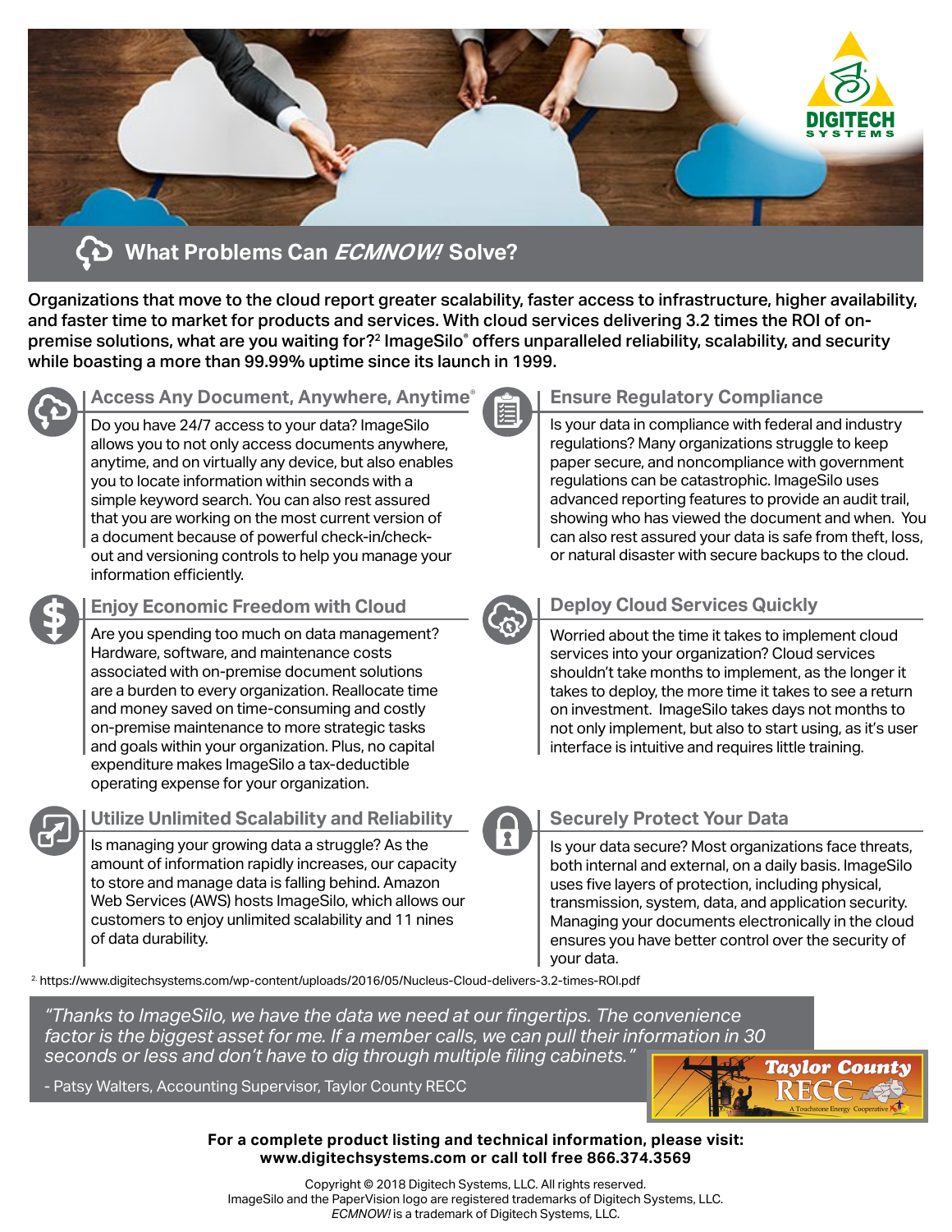## What Problems Can *ECMNOW!* Solve?

**Organizations that move to the cloud report greater scalability, faster access to infrastructure, higher availability, and faster time to market for products and services. With cloud services delivering 3.2 times the ROI of on-premise solutions, what are you waiting for?[2] ImageSilo® offers unparalleled reliability, scalability, and security while boasting a more than 99.99% uptime since its launch in 1999.**

### Access Any Document, Anywhere, Anytime®

Do you have 24/7 access to your data? ImageSilo allows you to not only access documents anywhere, anytime, and on virtually any device, but also enables you to locate information within seconds with a simple keyword search. You can also rest assured that you are working on the most current version of a document because of powerful check-in/check-out and versioning controls to help you manage your information efficiently.

### Ensure Regulatory Compliance

Is your data in compliance with federal and industry regulations? Many organizations struggle to keep paper secure, and noncompliance with government regulations can be catastrophic. ImageSilo uses advanced reporting features to provide an audit trail, showing who has viewed the document and when. You can also rest assured your data is safe from theft, loss, or natural disaster with secure backups to the cloud.

### Enjoy Economic Freedom with Cloud

Are you spending too much on data management? Hardware, software, and maintenance costs associated with on-premise document solutions are a burden to every organization. Reallocate time and money saved on time-consuming and costly on-premise maintenance to more strategic tasks and goals within your organization. Plus, no capital expenditure makes ImageSilo a tax-deductible operating expense for your organization.

### Deploy Cloud Services Quickly

Worried about the time it takes to implement cloud services into your organization? Cloud services shouldn't take months to implement, as the longer it takes to deploy, the more time it takes to see a return on investment. ImageSilo takes days not months to not only implement, but also to start using, as it's user interface is intuitive and requires little training.

### Utilize Unlimited Scalability and Reliability

Is managing your growing data a struggle? As the amount of information rapidly increases, our capacity to store and manage data is falling behind. Amazon Web Services (AWS) hosts ImageSilo, which allows our customers to enjoy unlimited scalability and 11 nines of data durability.

### Securely Protect Your Data

Is your data secure? Most organizations face threats, both internal and external, on a daily basis. ImageSilo uses five layers of protection, including physical, transmission, system, data, and application security. Managing your documents electronically in the cloud ensures you have better control over the security of your data.

[2] https://www.digitechsystems.com/wp-content/uploads/2016/05/Nucleus-Cloud-delivers-3.2-times-ROI.pdf

*"Thanks to ImageSilo, we have the data we need at our fingertips. The convenience factor is the biggest asset for me. If a member calls, we can pull their information in 30 seconds or less and don't have to dig through multiple filing cabinets."*

- Patsy Walters, Accounting Supervisor, Taylor County RECC

**For a complete product listing and technical information, please visit: www.digitechsystems.com or call toll free 866.374.3569**

Copyright © 2018 Digitech Systems, LLC. All rights reserved.
ImageSilo and the PaperVision logo are registered trademarks of Digitech Systems, LLC.
*ECMNOW!* is a trademark of Digitech Systems, LLC.